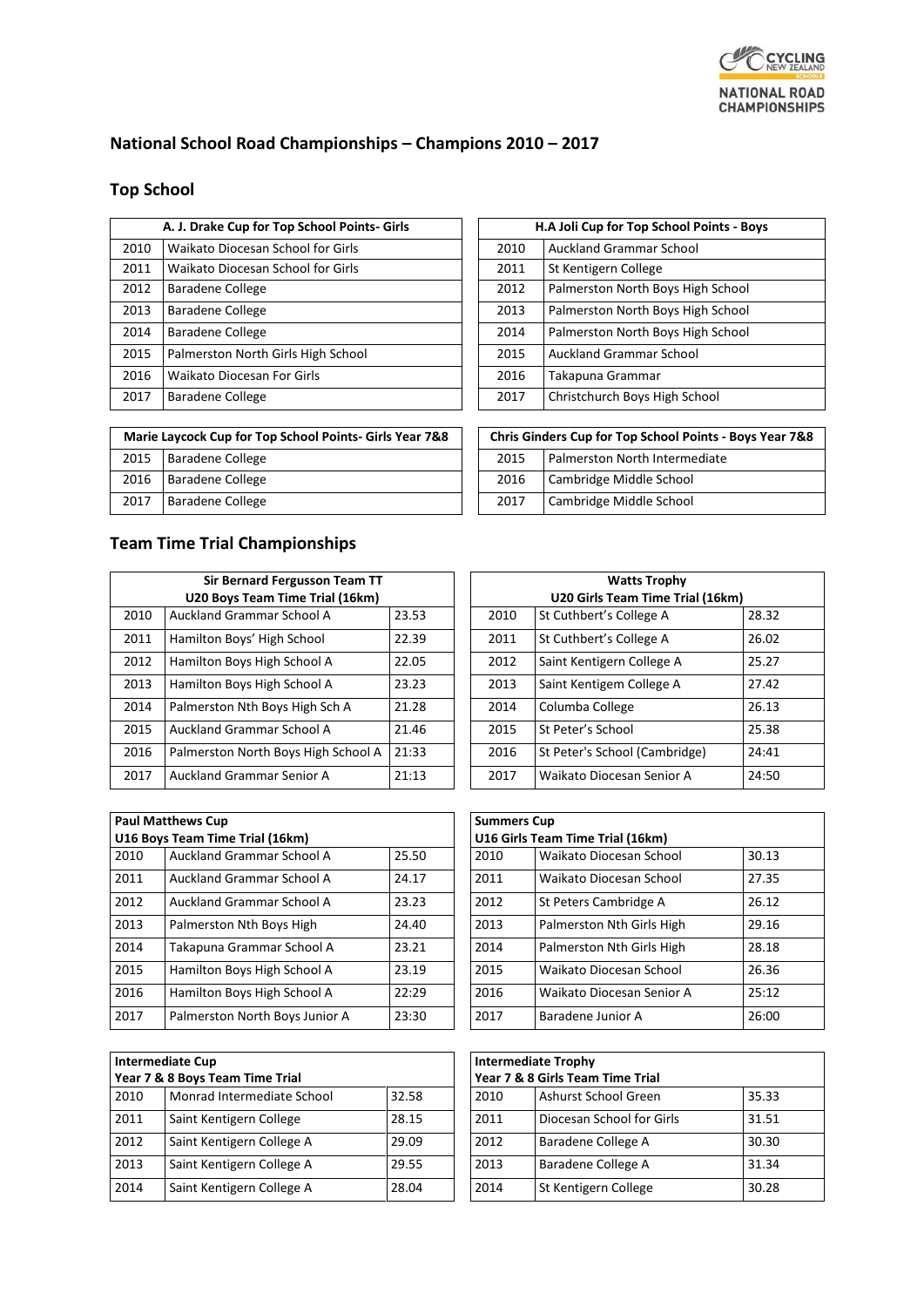## National School Road Championships – Champions 2010 – 2017

### Top School

| A. J. Drake Cup for Top School Points- Girls | |
|---|---|
| 2010 | Waikato Diocesan School for Girls |
| 2011 | Waikato Diocesan School for Girls |
| 2012 | Baradene College |
| 2013 | Baradene College |
| 2014 | Baradene College |
| 2015 | Palmerston North Girls High School |
| 2016 | Waikato Diocesan For Girls |
| 2017 | Baradene College |

| H.A Joli Cup for Top School Points - Boys | |
|---|---|
| 2010 | Auckland Grammar School |
| 2011 | St Kentigern College |
| 2012 | Palmerston North Boys High School |
| 2013 | Palmerston North Boys High School |
| 2014 | Palmerston North Boys High School |
| 2015 | Auckland Grammar School |
| 2016 | Takapuna Grammar |
| 2017 | Christchurch Boys High School |

| Marie Laycock Cup for Top School Points- Girls Year 7&8 | |
|---|---|
| 2015 | Baradene College |
| 2016 | Baradene College |
| 2017 | Baradene College |

| Chris Ginders Cup for Top School Points - Boys Year 7&8 | |
|---|---|
| 2015 | Palmerston North Intermediate |
| 2016 | Cambridge Middle School |
| 2017 | Cambridge Middle School |

### Team Time Trial Championships

| Sir Bernard Fergusson Team TT U20 Boys Team Time Trial (16km) | | |
|---|---|---|
| 2010 | Auckland Grammar School A | 23.53 |
| 2011 | Hamilton Boys' High School | 22.39 |
| 2012 | Hamilton Boys High School A | 22.05 |
| 2013 | Hamilton Boys High School A | 23.23 |
| 2014 | Palmerston Nth Boys High Sch A | 21.28 |
| 2015 | Auckland Grammar School A | 21.46 |
| 2016 | Palmerston North Boys High School A | 21:33 |
| 2017 | Auckland Grammar Senior A | 21:13 |

| Watts Trophy U20 Girls Team Time Trial (16km) | | |
|---|---|---|
| 2010 | St Cuthbert's College A | 28.32 |
| 2011 | St Cuthbert's College A | 26.02 |
| 2012 | Saint Kentigern College A | 25.27 |
| 2013 | Saint Kentigem College A | 27.42 |
| 2014 | Columba College | 26.13 |
| 2015 | St Peter's School | 25.38 |
| 2016 | St Peter's School (Cambridge) | 24:41 |
| 2017 | Waikato Diocesan Senior A | 24:50 |

| Paul Matthews Cup U16 Boys Team Time Trial (16km) | | |
|---|---|---|
| 2010 | Auckland Grammar School A | 25.50 |
| 2011 | Auckland Grammar School A | 24.17 |
| 2012 | Auckland Grammar School A | 23.23 |
| 2013 | Palmerston Nth Boys High | 24.40 |
| 2014 | Takapuna Grammar School A | 23.21 |
| 2015 | Hamilton Boys High School A | 23.19 |
| 2016 | Hamilton Boys High School A | 22:29 |
| 2017 | Palmerston North Boys Junior A | 23:30 |

| Summers Cup U16 Girls Team Time Trial (16km) | | |
|---|---|---|
| 2010 | Waikato Diocesan School | 30.13 |
| 2011 | Waikato Diocesan School | 27.35 |
| 2012 | St Peters Cambridge A | 26.12 |
| 2013 | Palmerston Nth Girls High | 29.16 |
| 2014 | Palmerston Nth Girls High | 28.18 |
| 2015 | Waikato Diocesan School | 26.36 |
| 2016 | Waikato Diocesan Senior A | 25:12 |
| 2017 | Baradene Junior A | 26:00 |

| Intermediate Cup Year 7 & 8 Boys Team Time Trial | | |
|---|---|---|
| 2010 | Monrad Intermediate School | 32.58 |
| 2011 | Saint Kentigern College | 28.15 |
| 2012 | Saint Kentigern College A | 29.09 |
| 2013 | Saint Kentigern College A | 29.55 |
| 2014 | Saint Kentigern College A | 28.04 |

| Intermediate Trophy Year 7 & 8 Girls Team Time Trial | | |
|---|---|---|
| 2010 | Ashurst School Green | 35.33 |
| 2011 | Diocesan School for Girls | 31.51 |
| 2012 | Baradene College A | 30.30 |
| 2013 | Baradene College A | 31.34 |
| 2014 | St Kentigern College | 30.28 |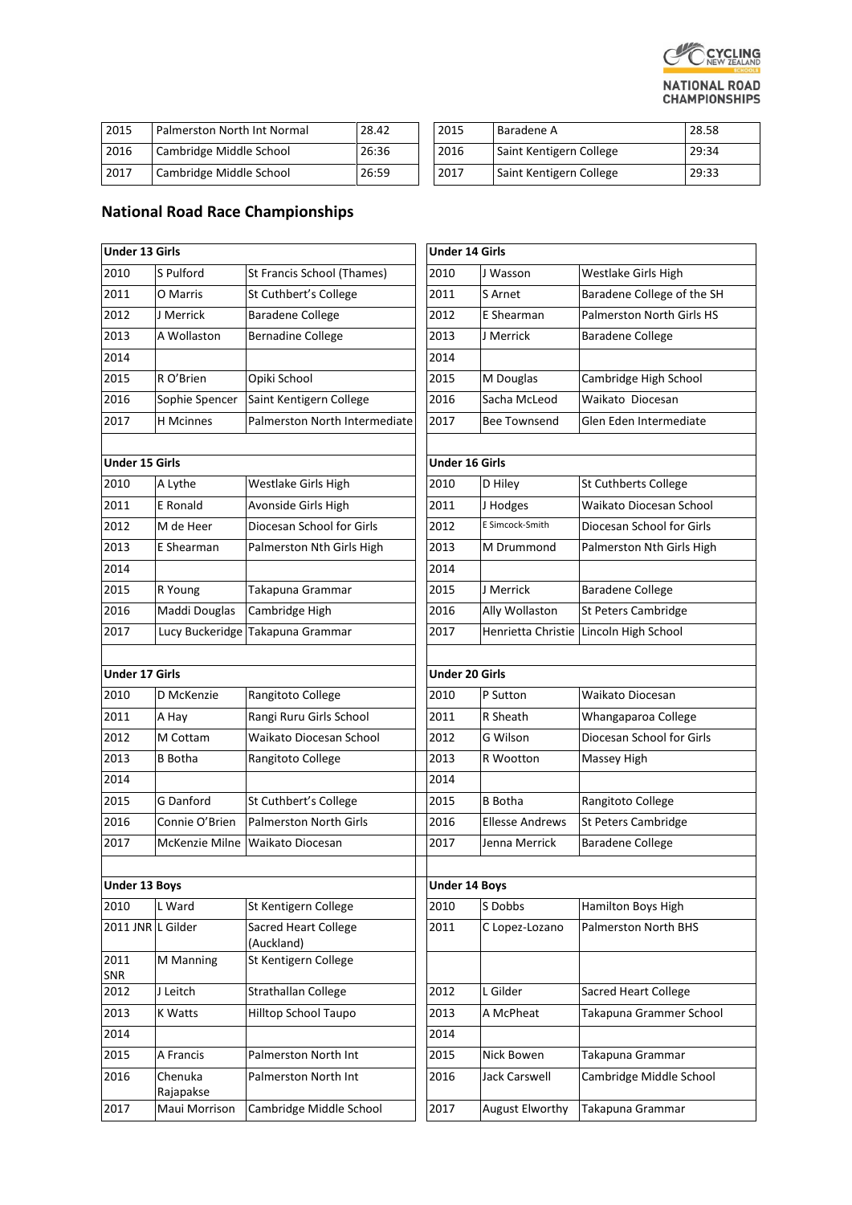| | | |
|---|---|---|
| 2015 | Palmerston North Int Normal | 28.42 |
| 2016 | Cambridge Middle School | 26:36 |
| 2017 | Cambridge Middle School | 26:59 |

| | | |
|---|---|---|
| 2015 | Baradene A | 28.58 |
| 2016 | Saint Kentigern College | 29:34 |
| 2017 | Saint Kentigern College | 29:33 |

## National Road Race Championships

| Under 13 Girls | | |
|---|---|---|
| 2010 | S Pulford | St Francis School (Thames) |
| 2011 | O Marris | St Cuthbert's College |
| 2012 | J Merrick | Baradene College |
| 2013 | A Wollaston | Bernadine College |
| 2014 | | |
| 2015 | R O'Brien | Opiki School |
| 2016 | Sophie Spencer | Saint Kentigern College |
| 2017 | H Mcinnes | Palmerston North Intermediate |

| Under 14 Girls | | |
|---|---|---|
| 2010 | J Wasson | Westlake Girls High |
| 2011 | S Arnet | Baradene College of the SH |
| 2012 | E Shearman | Palmerston North Girls HS |
| 2013 | J Merrick | Baradene College |
| 2014 | | |
| 2015 | M Douglas | Cambridge High School |
| 2016 | Sacha McLeod | Waikato Diocesan |
| 2017 | Bee Townsend | Glen Eden Intermediate |

| Under 15 Girls | | |
|---|---|---|
| 2010 | A Lythe | Westlake Girls High |
| 2011 | E Ronald | Avonside Girls High |
| 2012 | M de Heer | Diocesan School for Girls |
| 2013 | E Shearman | Palmerston Nth Girls High |
| 2014 | | |
| 2015 | R Young | Takapuna Grammar |
| 2016 | Maddi Douglas | Cambridge High |
| 2017 | Lucy Buckeridge | Takapuna Grammar |

| Under 16 Girls | | |
|---|---|---|
| 2010 | D Hiley | St Cuthberts College |
| 2011 | J Hodges | Waikato Diocesan School |
| 2012 | E Simcock-Smith | Diocesan School for Girls |
| 2013 | M Drummond | Palmerston Nth Girls High |
| 2014 | | |
| 2015 | J Merrick | Baradene College |
| 2016 | Ally Wollaston | St Peters Cambridge |
| 2017 | Henrietta Christie | Lincoln High School |

| Under 17 Girls | | |
|---|---|---|
| 2010 | D McKenzie | Rangitoto College |
| 2011 | A Hay | Rangi Ruru Girls School |
| 2012 | M Cottam | Waikato Diocesan School |
| 2013 | B Botha | Rangitoto College |
| 2014 | | |
| 2015 | G Danford | St Cuthbert's College |
| 2016 | Connie O'Brien | Palmerston North Girls |
| 2017 | McKenzie Milne | Waikato Diocesan |

| Under 20 Girls | | |
|---|---|---|
| 2010 | P Sutton | Waikato Diocesan |
| 2011 | R Sheath | Whangaparoa College |
| 2012 | G Wilson | Diocesan School for Girls |
| 2013 | R Wootton | Massey High |
| 2014 | | |
| 2015 | B Botha | Rangitoto College |
| 2016 | Ellesse Andrews | St Peters Cambridge |
| 2017 | Jenna Merrick | Baradene College |

| Under 13 Boys | | |
|---|---|---|
| 2010 | L Ward | St Kentigern College |
| 2011 JNR | L Gilder | Sacred Heart College (Auckland) |
| 2011 SNR | M Manning | St Kentigern College |
| 2012 | J Leitch | Strathallan College |
| 2013 | K Watts | Hilltop School Taupo |
| 2014 | | |
| 2015 | A Francis | Palmerston North Int |
| 2016 | Chenuka Rajapakse | Palmerston North Int |
| 2017 | Maui Morrison | Cambridge Middle School |

| Under 14 Boys | | |
|---|---|---|
| 2010 | S Dobbs | Hamilton Boys High |
| 2011 | C Lopez-Lozano | Palmerston North BHS |
| | | |
| 2012 | L Gilder | Sacred Heart College |
| 2013 | A McPheat | Takapuna Grammer School |
| 2014 | | |
| 2015 | Nick Bowen | Takapuna Grammar |
| 2016 | Jack Carswell | Cambridge Middle School |
| 2017 | August Elworthy | Takapuna Grammar |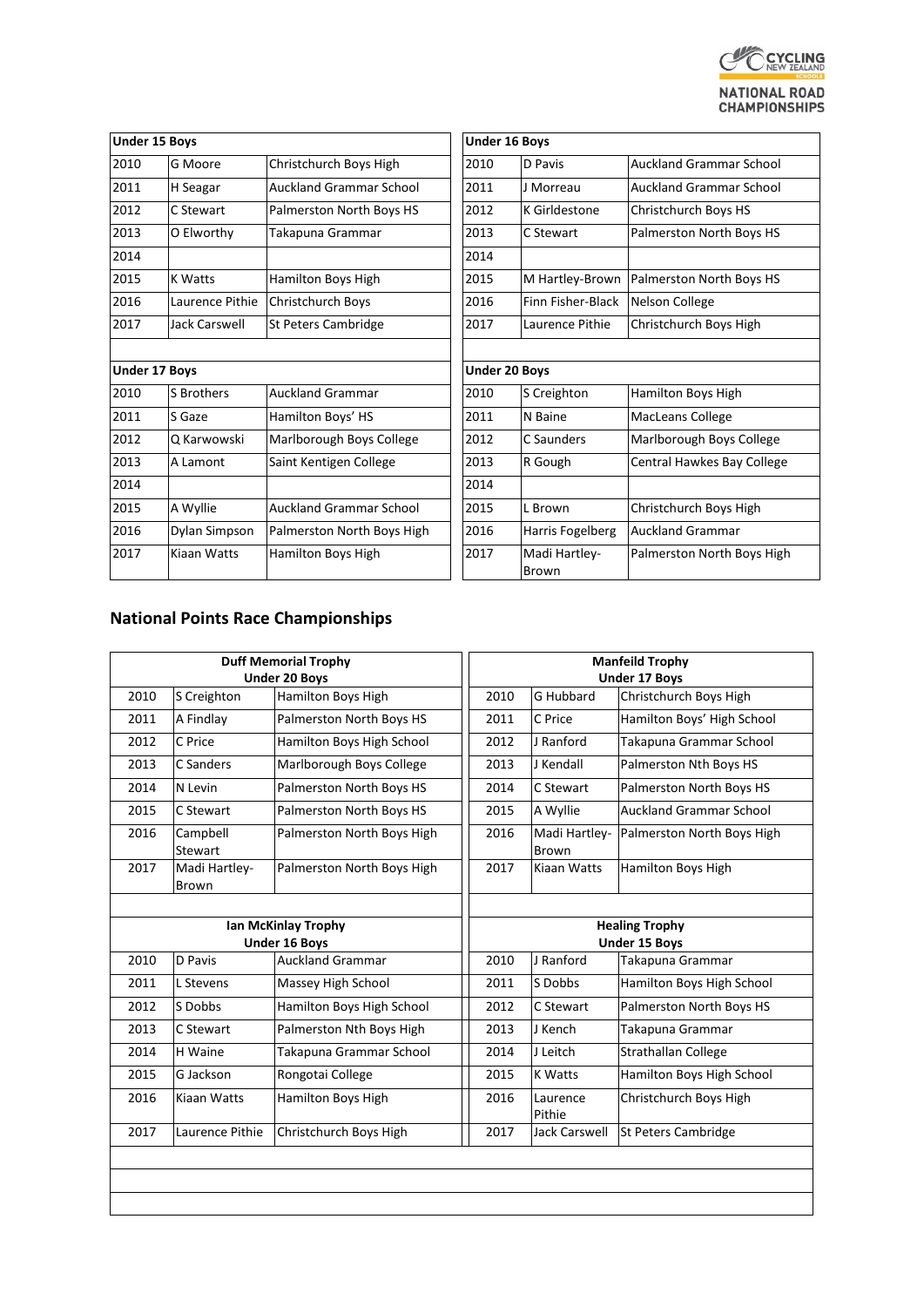| Under 15 Boys | | |
|---|---|---|
| 2010 | G Moore | Christchurch Boys High |
| 2011 | H Seagar | Auckland Grammar School |
| 2012 | C Stewart | Palmerston North Boys HS |
| 2013 | O Elworthy | Takapuna Grammar |
| 2014 | | |
| 2015 | K Watts | Hamilton Boys High |
| 2016 | Laurence Pithie | Christchurch Boys |
| 2017 | Jack Carswell | St Peters Cambridge |

| Under 16 Boys | | |
|---|---|---|
| 2010 | D Pavis | Auckland Grammar School |
| 2011 | J Morreau | Auckland Grammar School |
| 2012 | K Girldestone | Christchurch Boys HS |
| 2013 | C Stewart | Palmerston North Boys HS |
| 2014 | | |
| 2015 | M Hartley-Brown | Palmerston North Boys HS |
| 2016 | Finn Fisher-Black | Nelson College |
| 2017 | Laurence Pithie | Christchurch Boys High |

| Under 17 Boys | | |
|---|---|---|
| 2010 | S Brothers | Auckland Grammar |
| 2011 | S Gaze | Hamilton Boys' HS |
| 2012 | Q Karwowski | Marlborough Boys College |
| 2013 | A Lamont | Saint Kentigen College |
| 2014 | | |
| 2015 | A Wyllie | Auckland Grammar School |
| 2016 | Dylan Simpson | Palmerston North Boys High |
| 2017 | Kiaan Watts | Hamilton Boys High |

| Under 20 Boys | | |
|---|---|---|
| 2010 | S Creighton | Hamilton Boys High |
| 2011 | N Baine | MacLeans College |
| 2012 | C Saunders | Marlborough Boys College |
| 2013 | R Gough | Central Hawkes Bay College |
| 2014 | | |
| 2015 | L Brown | Christchurch Boys High |
| 2016 | Harris Fogelberg | Auckland Grammar |
| 2017 | Madi Hartley-Brown | Palmerston North Boys High |

## National Points Race Championships

| Duff Memorial Trophy Under 20 Boys | | |
|---|---|---|
| 2010 | S Creighton | Hamilton Boys High |
| 2011 | A Findlay | Palmerston North Boys HS |
| 2012 | C Price | Hamilton Boys High School |
| 2013 | C Sanders | Marlborough Boys College |
| 2014 | N Levin | Palmerston North Boys HS |
| 2015 | C Stewart | Palmerston North Boys HS |
| 2016 | Campbell Stewart | Palmerston North Boys High |
| 2017 | Madi Hartley-Brown | Palmerston North Boys High |

| Manfeild Trophy Under 17 Boys | | |
|---|---|---|
| 2010 | G Hubbard | Christchurch Boys High |
| 2011 | C Price | Hamilton Boys' High School |
| 2012 | J Ranford | Takapuna Grammar School |
| 2013 | J Kendall | Palmerston Nth Boys HS |
| 2014 | C Stewart | Palmerston North Boys HS |
| 2015 | A Wyllie | Auckland Grammar School |
| 2016 | Madi Hartley-Brown | Palmerston North Boys High |
| 2017 | Kiaan Watts | Hamilton Boys High |

| Ian McKinlay Trophy Under 16 Boys | | |
|---|---|---|
| 2010 | D Pavis | Auckland Grammar |
| 2011 | L Stevens | Massey High School |
| 2012 | S Dobbs | Hamilton Boys High School |
| 2013 | C Stewart | Palmerston Nth Boys High |
| 2014 | H Waine | Takapuna Grammar School |
| 2015 | G Jackson | Rongotai College |
| 2016 | Kiaan Watts | Hamilton Boys High |
| 2017 | Laurence Pithie | Christchurch Boys High |

| Healing Trophy Under 15 Boys | | |
|---|---|---|
| 2010 | J Ranford | Takapuna Grammar |
| 2011 | S Dobbs | Hamilton Boys High School |
| 2012 | C Stewart | Palmerston North Boys HS |
| 2013 | J Kench | Takapuna Grammar |
| 2014 | J Leitch | Strathallan College |
| 2015 | K Watts | Hamilton Boys High School |
| 2016 | Laurence Pithie | Christchurch Boys High |
| 2017 | Jack Carswell | St Peters Cambridge |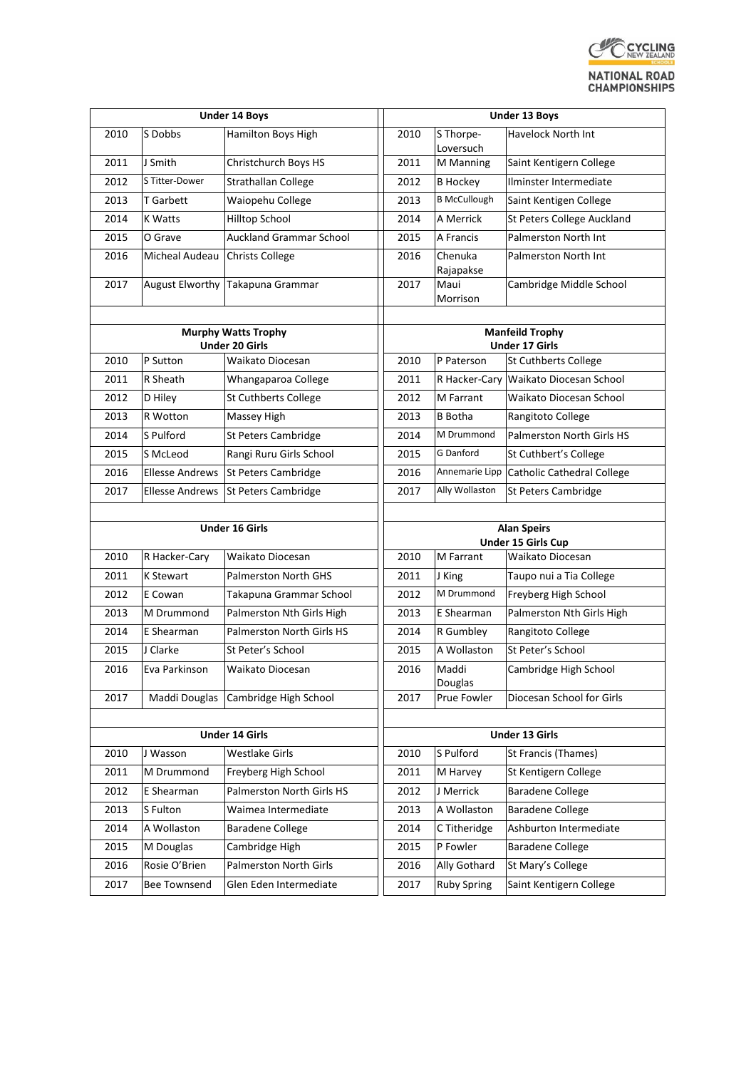CYCLING NEW ZEALAND SCHOOLS
NATIONAL ROAD CHAMPIONSHIPS

| Under 14 Boys | | |
|---|---|---|
| 2010 | S Dobbs | Hamilton Boys High |
| 2011 | J Smith | Christchurch Boys HS |
| 2012 | S Titter-Dower | Strathallan College |
| 2013 | T Garbett | Waiopehu College |
| 2014 | K Watts | Hilltop School |
| 2015 | O Grave | Auckland Grammar School |
| 2016 | Micheal Audeau | Christs College |
| 2017 | August Elworthy | Takapuna Grammar |

| Under 13 Boys | | |
|---|---|---|
| 2010 | S Thorpe-Loversuch | Havelock North Int |
| 2011 | M Manning | Saint Kentigern College |
| 2012 | B Hockey | Ilminster Intermediate |
| 2013 | B McCullough | Saint Kentigen College |
| 2014 | A Merrick | St Peters College Auckland |
| 2015 | A Francis | Palmerston North Int |
| 2016 | Chenuka Rajapakse | Palmerston North Int |
| 2017 | Maui Morrison | Cambridge Middle School |

| Murphy Watts Trophy Under 20 Girls | | |
|---|---|---|
| 2010 | P Sutton | Waikato Diocesan |
| 2011 | R Sheath | Whangaparoa College |
| 2012 | D Hiley | St Cuthberts College |
| 2013 | R Wotton | Massey High |
| 2014 | S Pulford | St Peters Cambridge |
| 2015 | S McLeod | Rangi Ruru Girls School |
| 2016 | Ellesse Andrews | St Peters Cambridge |
| 2017 | Ellesse Andrews | St Peters Cambridge |

| Manfeild Trophy Under 17 Girls | | |
|---|---|---|
| 2010 | P Paterson | St Cuthberts College |
| 2011 | R Hacker-Cary | Waikato Diocesan School |
| 2012 | M Farrant | Waikato Diocesan School |
| 2013 | B Botha | Rangitoto College |
| 2014 | M Drummond | Palmerston North Girls HS |
| 2015 | G Danford | St Cuthbert's College |
| 2016 | Annemarie Lipp | Catholic Cathedral College |
| 2017 | Ally Wollaston | St Peters Cambridge |

| Under 16 Girls | | |
|---|---|---|
| 2010 | R Hacker-Cary | Waikato Diocesan |
| 2011 | K Stewart | Palmerston North GHS |
| 2012 | E Cowan | Takapuna Grammar School |
| 2013 | M Drummond | Palmerston Nth Girls High |
| 2014 | E Shearman | Palmerston North Girls HS |
| 2015 | J Clarke | St Peter's School |
| 2016 | Eva Parkinson | Waikato Diocesan |
| 2017 | Maddi Douglas | Cambridge High School |

| Alan Speirs Under 15 Girls Cup | | |
|---|---|---|
| 2010 | M Farrant | Waikato Diocesan |
| 2011 | J King | Taupo nui a Tia College |
| 2012 | M Drummond | Freyberg High School |
| 2013 | E Shearman | Palmerston Nth Girls High |
| 2014 | R Gumbley | Rangitoto College |
| 2015 | A Wollaston | St Peter's School |
| 2016 | Maddi Douglas | Cambridge High School |
| 2017 | Prue Fowler | Diocesan School for Girls |

| Under 14 Girls | | |
|---|---|---|
| 2010 | J Wasson | Westlake Girls |
| 2011 | M Drummond | Freyberg High School |
| 2012 | E Shearman | Palmerston North Girls HS |
| 2013 | S Fulton | Waimea Intermediate |
| 2014 | A Wollaston | Baradene College |
| 2015 | M Douglas | Cambridge High |
| 2016 | Rosie O'Brien | Palmerston North Girls |
| 2017 | Bee Townsend | Glen Eden Intermediate |

| Under 13 Girls | | |
|---|---|---|
| 2010 | S Pulford | St Francis (Thames) |
| 2011 | M Harvey | St Kentigern College |
| 2012 | J Merrick | Baradene College |
| 2013 | A Wollaston | Baradene College |
| 2014 | C Titheridge | Ashburton Intermediate |
| 2015 | P Fowler | Baradene College |
| 2016 | Ally Gothard | St Mary's College |
| 2017 | Ruby Spring | Saint Kentigern College |